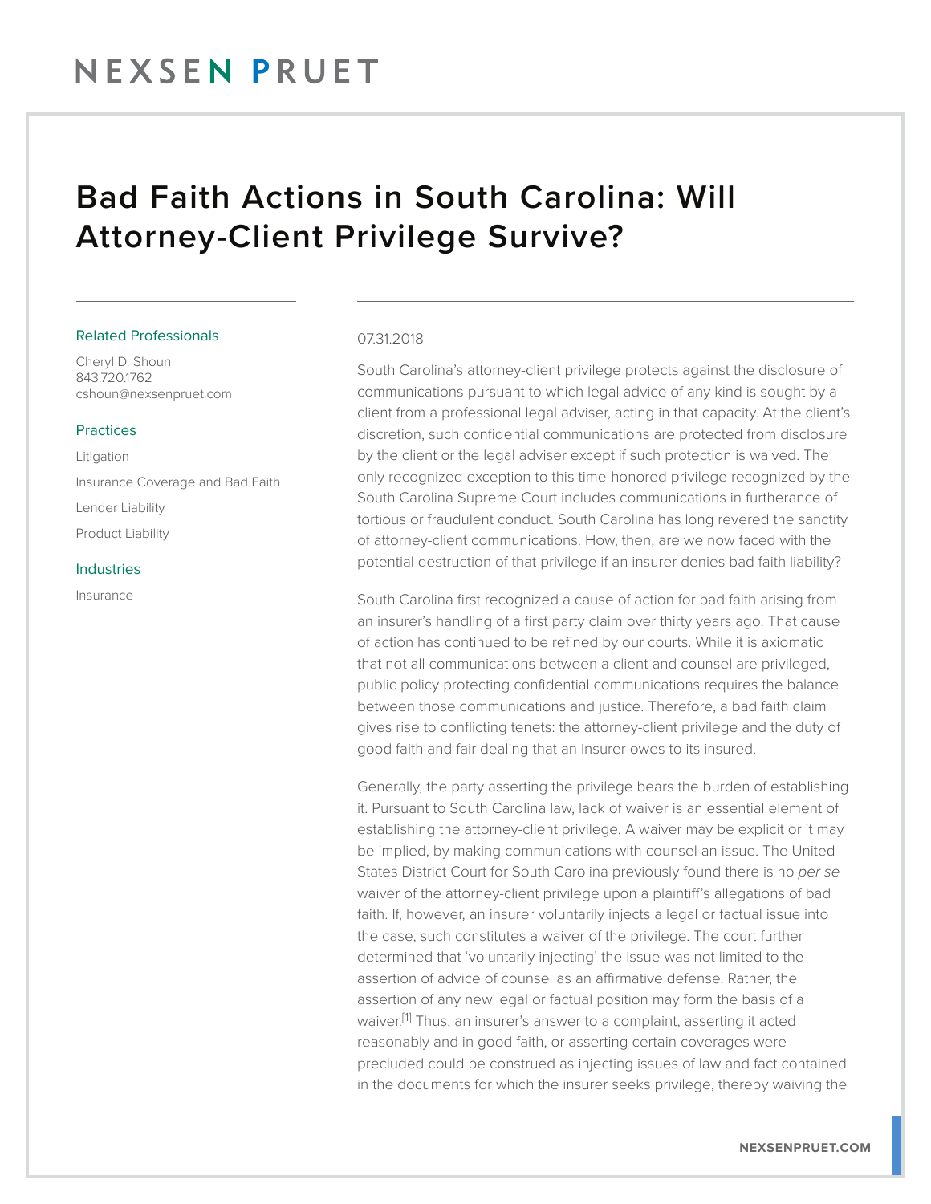# Bad Faith Actions in South Carolina: Will Attorney-Client Privilege Survive?

## Related Professionals

Cheryl D. Shoun
843.720.1762
cshoun@nexsenpruet.com

## Practices

Litigation

Insurance Coverage and Bad Faith

Lender Liability

Product Liability

## Industries

Insurance

07.31.2018

South Carolina's attorney-client privilege protects against the disclosure of communications pursuant to which legal advice of any kind is sought by a client from a professional legal adviser, acting in that capacity. At the client's discretion, such confidential communications are protected from disclosure by the client or the legal adviser except if such protection is waived. The only recognized exception to this time-honored privilege recognized by the South Carolina Supreme Court includes communications in furtherance of tortious or fraudulent conduct. South Carolina has long revered the sanctity of attorney-client communications. How, then, are we now faced with the potential destruction of that privilege if an insurer denies bad faith liability?

South Carolina first recognized a cause of action for bad faith arising from an insurer's handling of a first party claim over thirty years ago. That cause of action has continued to be refined by our courts. While it is axiomatic that not all communications between a client and counsel are privileged, public policy protecting confidential communications requires the balance between those communications and justice. Therefore, a bad faith claim gives rise to conflicting tenets: the attorney-client privilege and the duty of good faith and fair dealing that an insurer owes to its insured.

Generally, the party asserting the privilege bears the burden of establishing it. Pursuant to South Carolina law, lack of waiver is an essential element of establishing the attorney-client privilege. A waiver may be explicit or it may be implied, by making communications with counsel an issue. The United States District Court for South Carolina previously found there is no *per se* waiver of the attorney-client privilege upon a plaintiff's allegations of bad faith. If, however, an insurer voluntarily injects a legal or factual issue into the case, such constitutes a waiver of the privilege. The court further determined that 'voluntarily injecting' the issue was not limited to the assertion of advice of counsel as an affirmative defense. Rather, the assertion of any new legal or factual position may form the basis of a waiver.[1] Thus, an insurer's answer to a complaint, asserting it acted reasonably and in good faith, or asserting certain coverages were precluded could be construed as injecting issues of law and fact contained in the documents for which the insurer seeks privilege, thereby waiving the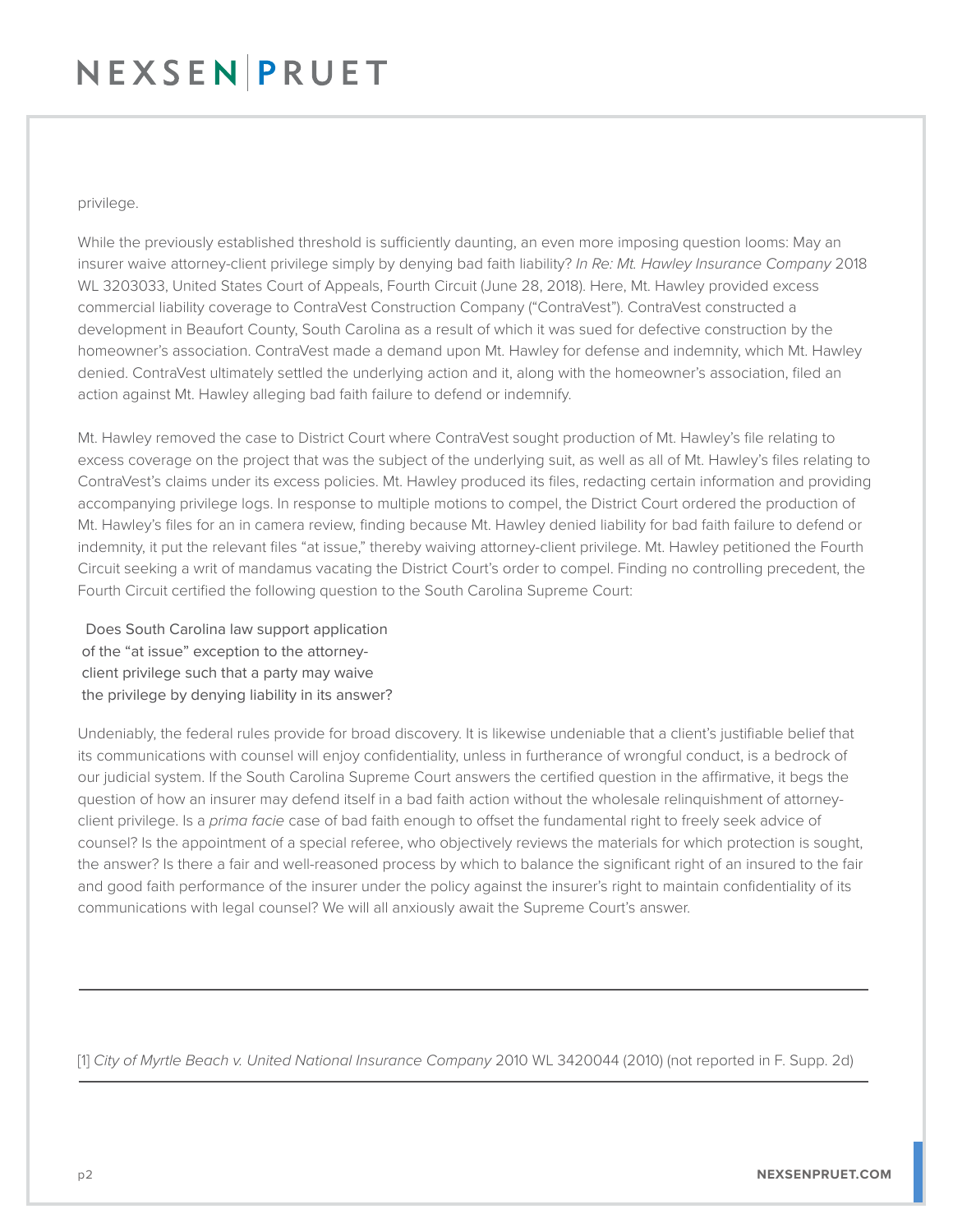privilege.

While the previously established threshold is sufficiently daunting, an even more imposing question looms: May an insurer waive attorney-client privilege simply by denying bad faith liability? *In Re: Mt. Hawley Insurance Company* 2018 WL 3203033, United States Court of Appeals, Fourth Circuit (June 28, 2018). Here, Mt. Hawley provided excess commercial liability coverage to ContraVest Construction Company ("ContraVest"). ContraVest constructed a development in Beaufort County, South Carolina as a result of which it was sued for defective construction by the homeowner's association. ContraVest made a demand upon Mt. Hawley for defense and indemnity, which Mt. Hawley denied. ContraVest ultimately settled the underlying action and it, along with the homeowner's association, filed an action against Mt. Hawley alleging bad faith failure to defend or indemnify.

Mt. Hawley removed the case to District Court where ContraVest sought production of Mt. Hawley's file relating to excess coverage on the project that was the subject of the underlying suit, as well as all of Mt. Hawley's files relating to ContraVest's claims under its excess policies. Mt. Hawley produced its files, redacting certain information and providing accompanying privilege logs. In response to multiple motions to compel, the District Court ordered the production of Mt. Hawley's files for an in camera review, finding because Mt. Hawley denied liability for bad faith failure to defend or indemnity, it put the relevant files "at issue," thereby waiving attorney-client privilege. Mt. Hawley petitioned the Fourth Circuit seeking a writ of mandamus vacating the District Court's order to compel. Finding no controlling precedent, the Fourth Circuit certified the following question to the South Carolina Supreme Court:

> Does South Carolina law support application of the "at issue" exception to the attorney-client privilege such that a party may waive the privilege by denying liability in its answer?

Undeniably, the federal rules provide for broad discovery. It is likewise undeniable that a client's justifiable belief that its communications with counsel will enjoy confidentiality, unless in furtherance of wrongful conduct, is a bedrock of our judicial system. If the South Carolina Supreme Court answers the certified question in the affirmative, it begs the question of how an insurer may defend itself in a bad faith action without the wholesale relinquishment of attorney-client privilege. Is a *prima facie* case of bad faith enough to offset the fundamental right to freely seek advice of counsel? Is the appointment of a special referee, who objectively reviews the materials for which protection is sought, the answer? Is there a fair and well-reasoned process by which to balance the significant right of an insured to the fair and good faith performance of the insurer under the policy against the insurer's right to maintain confidentiality of its communications with legal counsel? We will all anxiously await the Supreme Court's answer.

---

[1] *City of Myrtle Beach v. United National Insurance Company* 2010 WL 3420044 (2010) (not reported in F. Supp. 2d)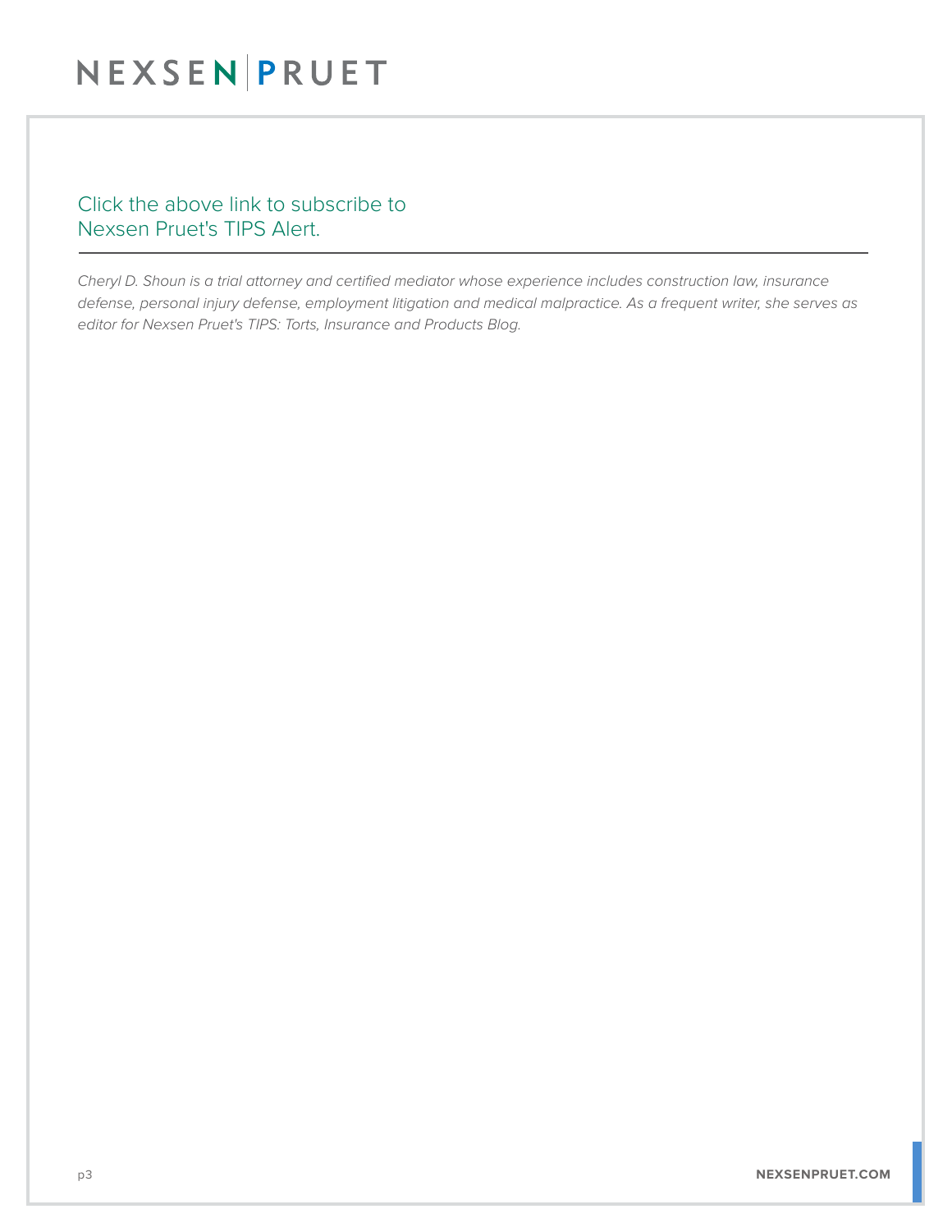Click the above link to subscribe to
Nexsen Pruet's TIPS Alert.

---

*Cheryl D. Shoun is a trial attorney and certified mediator whose experience includes construction law, insurance defense, personal injury defense, employment litigation and medical malpractice. As a frequent writer, she serves as editor for Nexsen Pruet's TIPS: Torts, Insurance and Products Blog.*